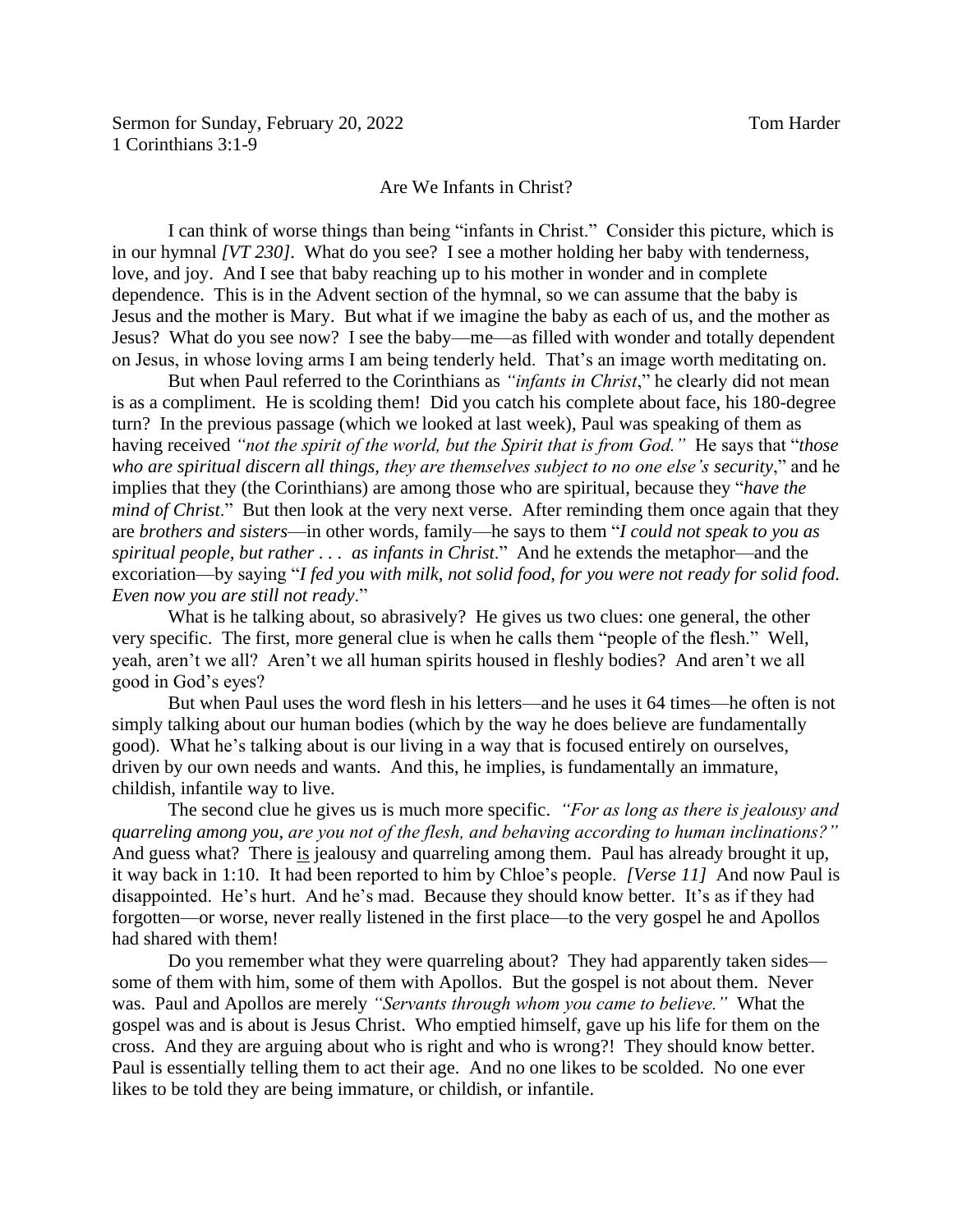Sermon for Sunday, February 20, 2022 Tom Harder
1 Corinthians 3:1-9

Are We Infants in Christ?

I can think of worse things than being "infants in Christ." Consider this picture, which is in our hymnal *[VT 230]*. What do you see? I see a mother holding her baby with tenderness, love, and joy. And I see that baby reaching up to his mother in wonder and in complete dependence. This is in the Advent section of the hymnal, so we can assume that the baby is Jesus and the mother is Mary. But what if we imagine the baby as each of us, and the mother as Jesus? What do you see now? I see the baby—me—as filled with wonder and totally dependent on Jesus, in whose loving arms I am being tenderly held. That's an image worth meditating on.

But when Paul referred to the Corinthians as *"infants in Christ*," he clearly did not mean is as a compliment. He is scolding them! Did you catch his complete about face, his 180-degree turn? In the previous passage (which we looked at last week), Paul was speaking of them as having received *"not the spirit of the world, but the Spirit that is from God."* He says that "*those who are spiritual discern all things, they are themselves subject to no one else's security*," and he implies that they (the Corinthians) are among those who are spiritual, because they "*have the mind of Christ*." But then look at the very next verse. After reminding them once again that they are *brothers and sisters*—in other words, family—he says to them "*I could not speak to you as spiritual people, but rather . . . as infants in Christ*." And he extends the metaphor—and the excoriation—by saying "*I fed you with milk, not solid food, for you were not ready for solid food. Even now you are still not ready*."

What is he talking about, so abrasively? He gives us two clues: one general, the other very specific. The first, more general clue is when he calls them "people of the flesh." Well, yeah, aren't we all? Aren't we all human spirits housed in fleshly bodies? And aren't we all good in God's eyes?

But when Paul uses the word flesh in his letters—and he uses it 64 times—he often is not simply talking about our human bodies (which by the way he does believe are fundamentally good). What he's talking about is our living in a way that is focused entirely on ourselves, driven by our own needs and wants. And this, he implies, is fundamentally an immature, childish, infantile way to live.

The second clue he gives us is much more specific. *"For as long as there is jealousy and quarreling among you, are you not of the flesh, and behaving according to human inclinations?"* And guess what? There <u>is</u> jealousy and quarreling among them. Paul has already brought it up, it way back in 1:10. It had been reported to him by Chloe's people. *[Verse 11]* And now Paul is disappointed. He's hurt. And he's mad. Because they should know better. It's as if they had forgotten—or worse, never really listened in the first place—to the very gospel he and Apollos had shared with them!

Do you remember what they were quarreling about? They had apparently taken sides—some of them with him, some of them with Apollos. But the gospel is not about them. Never was. Paul and Apollos are merely *"Servants through whom you came to believe."* What the gospel was and is about is Jesus Christ. Who emptied himself, gave up his life for them on the cross. And they are arguing about who is right and who is wrong?! They should know better. Paul is essentially telling them to act their age. And no one likes to be scolded. No one ever likes to be told they are being immature, or childish, or infantile.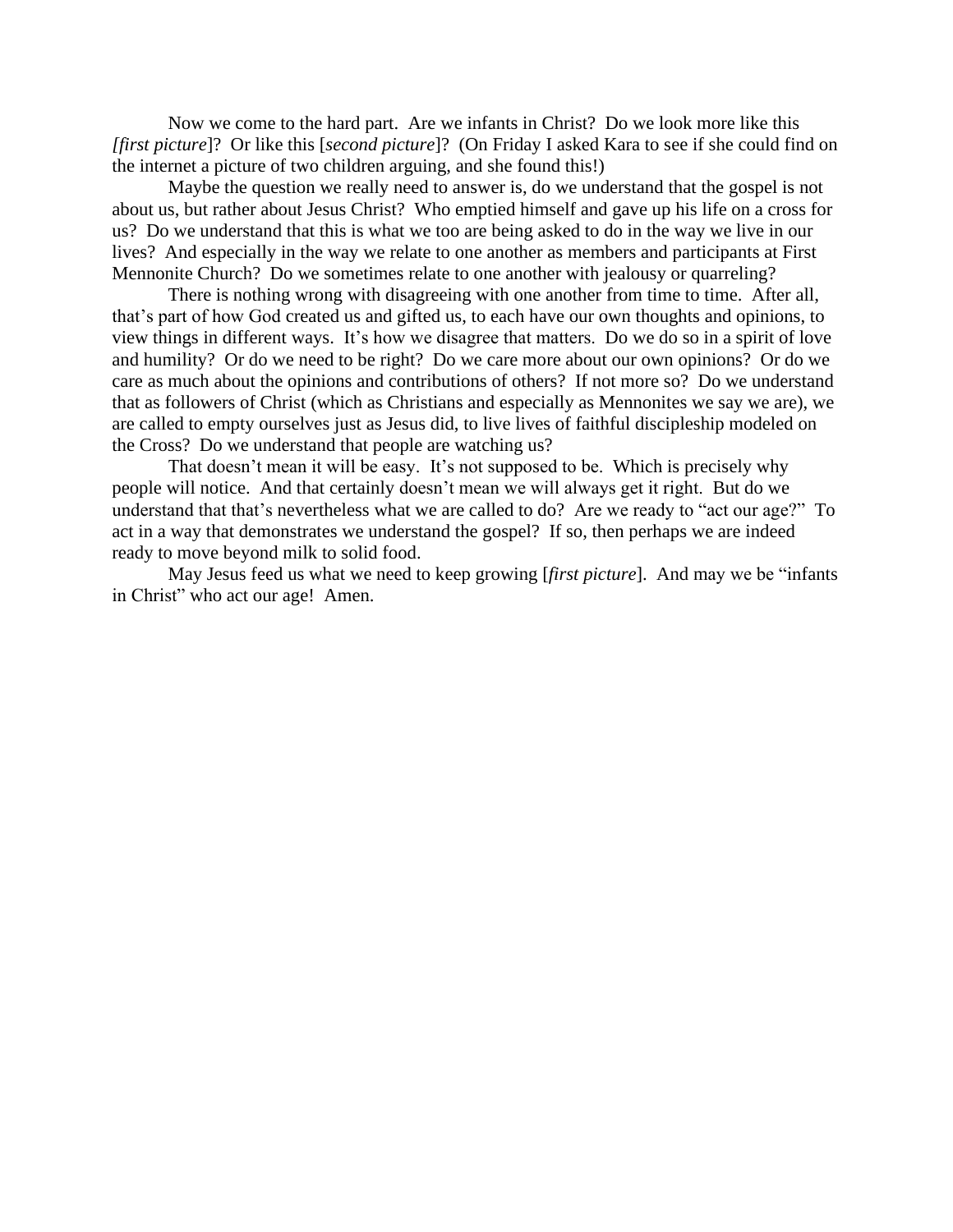Now we come to the hard part. Are we infants in Christ? Do we look more like this *[first picture*]? Or like this [*second picture*]? (On Friday I asked Kara to see if she could find on the internet a picture of two children arguing, and she found this!)

Maybe the question we really need to answer is, do we understand that the gospel is not about us, but rather about Jesus Christ? Who emptied himself and gave up his life on a cross for us? Do we understand that this is what we too are being asked to do in the way we live in our lives? And especially in the way we relate to one another as members and participants at First Mennonite Church? Do we sometimes relate to one another with jealousy or quarreling?

There is nothing wrong with disagreeing with one another from time to time. After all, that's part of how God created us and gifted us, to each have our own thoughts and opinions, to view things in different ways. It's how we disagree that matters. Do we do so in a spirit of love and humility? Or do we need to be right? Do we care more about our own opinions? Or do we care as much about the opinions and contributions of others? If not more so? Do we understand that as followers of Christ (which as Christians and especially as Mennonites we say we are), we are called to empty ourselves just as Jesus did, to live lives of faithful discipleship modeled on the Cross? Do we understand that people are watching us?

That doesn't mean it will be easy. It's not supposed to be. Which is precisely why people will notice. And that certainly doesn't mean we will always get it right. But do we understand that that's nevertheless what we are called to do? Are we ready to "act our age?" To act in a way that demonstrates we understand the gospel? If so, then perhaps we are indeed ready to move beyond milk to solid food.

May Jesus feed us what we need to keep growing [*first picture*]. And may we be "infants in Christ" who act our age! Amen.